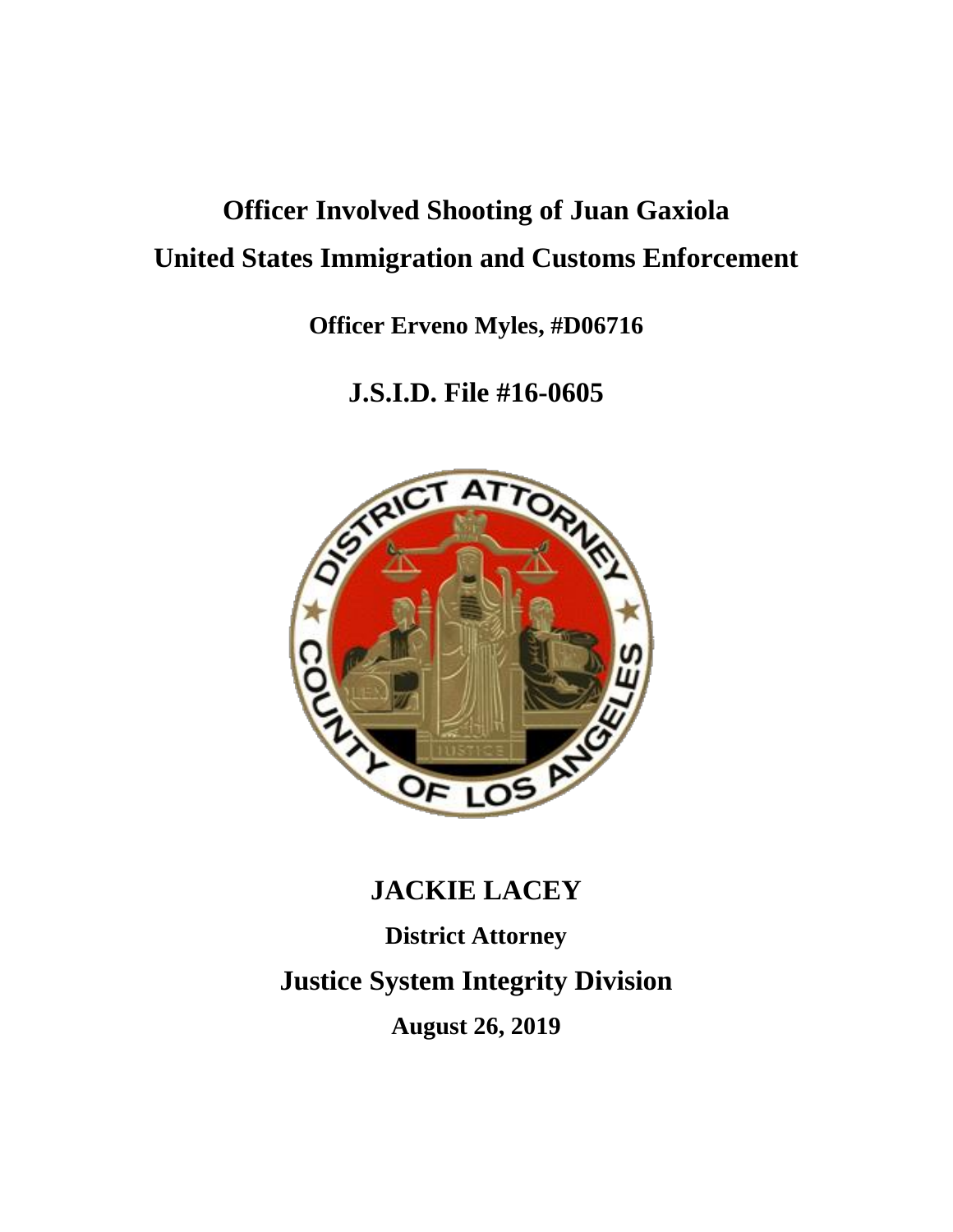# Officer Involved Shooting of Juan Gaxiola

# United States Immigration and Customs Enforcement

**Officer Erveno Myles, #D06716**

## J.S.I.D. File #16-0605

## JACKIE LACEY

**District Attorney**

## Justice System Integrity Division

**August 26, 2019**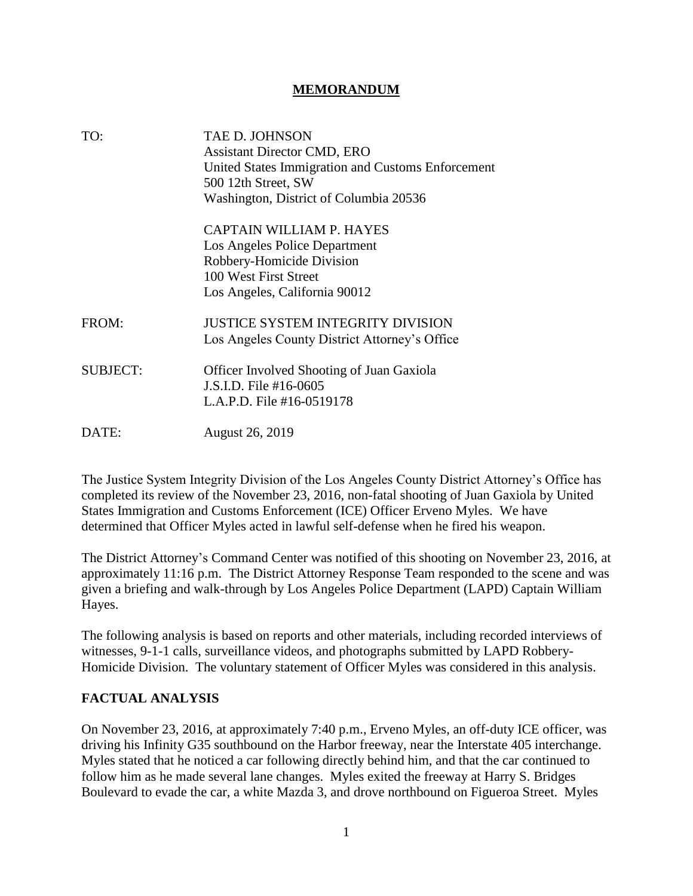**MEMORANDUM**

TO: TAE D. JOHNSON
Assistant Director CMD, ERO
United States Immigration and Customs Enforcement
500 12th Street, SW
Washington, District of Columbia 20536

CAPTAIN WILLIAM P. HAYES
Los Angeles Police Department
Robbery-Homicide Division
100 West First Street
Los Angeles, California 90012

FROM: JUSTICE SYSTEM INTEGRITY DIVISION
Los Angeles County District Attorney's Office

SUBJECT: Officer Involved Shooting of Juan Gaxiola
J.S.I.D. File #16-0605
L.A.P.D. File #16-0519178

DATE: August 26, 2019

The Justice System Integrity Division of the Los Angeles County District Attorney's Office has completed its review of the November 23, 2016, non-fatal shooting of Juan Gaxiola by United States Immigration and Customs Enforcement (ICE) Officer Erveno Myles. We have determined that Officer Myles acted in lawful self-defense when he fired his weapon.

The District Attorney's Command Center was notified of this shooting on November 23, 2016, at approximately 11:16 p.m. The District Attorney Response Team responded to the scene and was given a briefing and walk-through by Los Angeles Police Department (LAPD) Captain William Hayes.

The following analysis is based on reports and other materials, including recorded interviews of witnesses, 9-1-1 calls, surveillance videos, and photographs submitted by LAPD Robbery-Homicide Division. The voluntary statement of Officer Myles was considered in this analysis.

## FACTUAL ANALYSIS

On November 23, 2016, at approximately 7:40 p.m., Erveno Myles, an off-duty ICE officer, was driving his Infinity G35 southbound on the Harbor freeway, near the Interstate 405 interchange. Myles stated that he noticed a car following directly behind him, and that the car continued to follow him as he made several lane changes. Myles exited the freeway at Harry S. Bridges Boulevard to evade the car, a white Mazda 3, and drove northbound on Figueroa Street. Myles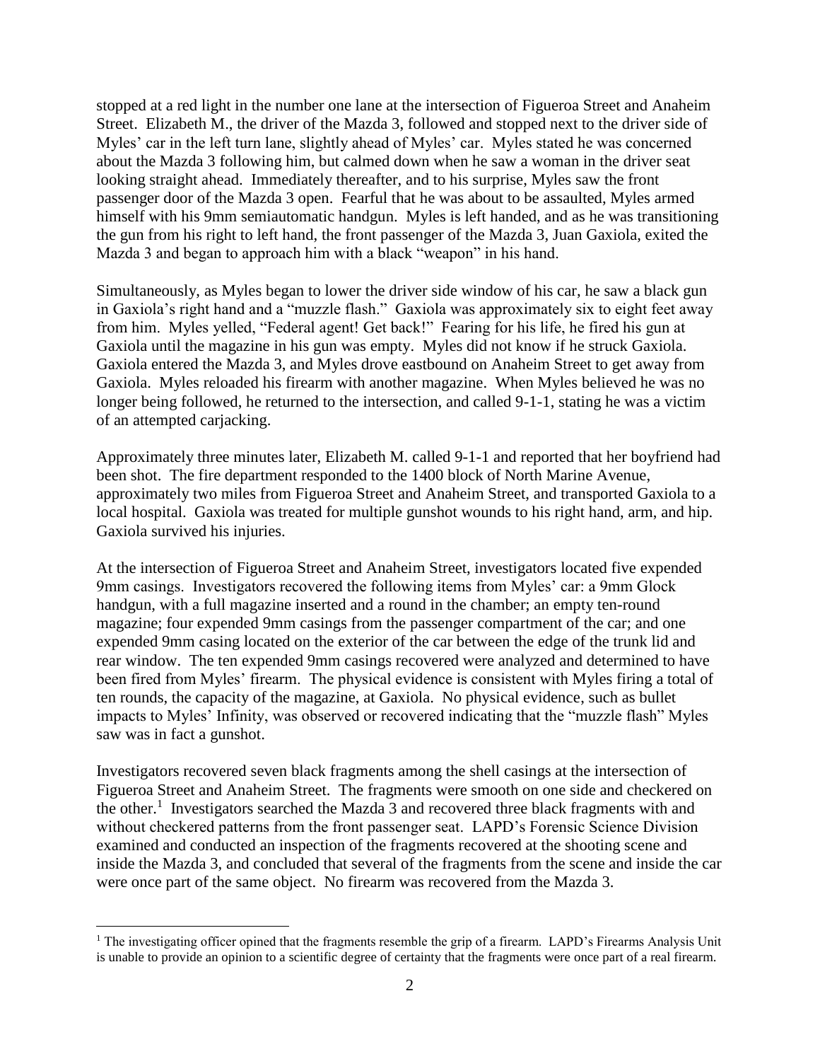stopped at a red light in the number one lane at the intersection of Figueroa Street and Anaheim Street. Elizabeth M., the driver of the Mazda 3, followed and stopped next to the driver side of Myles' car in the left turn lane, slightly ahead of Myles' car. Myles stated he was concerned about the Mazda 3 following him, but calmed down when he saw a woman in the driver seat looking straight ahead. Immediately thereafter, and to his surprise, Myles saw the front passenger door of the Mazda 3 open. Fearful that he was about to be assaulted, Myles armed himself with his 9mm semiautomatic handgun. Myles is left handed, and as he was transitioning the gun from his right to left hand, the front passenger of the Mazda 3, Juan Gaxiola, exited the Mazda 3 and began to approach him with a black "weapon" in his hand.

Simultaneously, as Myles began to lower the driver side window of his car, he saw a black gun in Gaxiola's right hand and a "muzzle flash." Gaxiola was approximately six to eight feet away from him. Myles yelled, "Federal agent! Get back!" Fearing for his life, he fired his gun at Gaxiola until the magazine in his gun was empty. Myles did not know if he struck Gaxiola. Gaxiola entered the Mazda 3, and Myles drove eastbound on Anaheim Street to get away from Gaxiola. Myles reloaded his firearm with another magazine. When Myles believed he was no longer being followed, he returned to the intersection, and called 9-1-1, stating he was a victim of an attempted carjacking.

Approximately three minutes later, Elizabeth M. called 9-1-1 and reported that her boyfriend had been shot. The fire department responded to the 1400 block of North Marine Avenue, approximately two miles from Figueroa Street and Anaheim Street, and transported Gaxiola to a local hospital. Gaxiola was treated for multiple gunshot wounds to his right hand, arm, and hip. Gaxiola survived his injuries.

At the intersection of Figueroa Street and Anaheim Street, investigators located five expended 9mm casings. Investigators recovered the following items from Myles' car: a 9mm Glock handgun, with a full magazine inserted and a round in the chamber; an empty ten-round magazine; four expended 9mm casings from the passenger compartment of the car; and one expended 9mm casing located on the exterior of the car between the edge of the trunk lid and rear window. The ten expended 9mm casings recovered were analyzed and determined to have been fired from Myles' firearm. The physical evidence is consistent with Myles firing a total of ten rounds, the capacity of the magazine, at Gaxiola. No physical evidence, such as bullet impacts to Myles' Infinity, was observed or recovered indicating that the "muzzle flash" Myles saw was in fact a gunshot.

Investigators recovered seven black fragments among the shell casings at the intersection of Figueroa Street and Anaheim Street. The fragments were smooth on one side and checkered on the other.[1] Investigators searched the Mazda 3 and recovered three black fragments with and without checkered patterns from the front passenger seat. LAPD's Forensic Science Division examined and conducted an inspection of the fragments recovered at the shooting scene and inside the Mazda 3, and concluded that several of the fragments from the scene and inside the car were once part of the same object. No firearm was recovered from the Mazda 3.

---

[1] The investigating officer opined that the fragments resemble the grip of a firearm. LAPD's Firearms Analysis Unit is unable to provide an opinion to a scientific degree of certainty that the fragments were once part of a real firearm.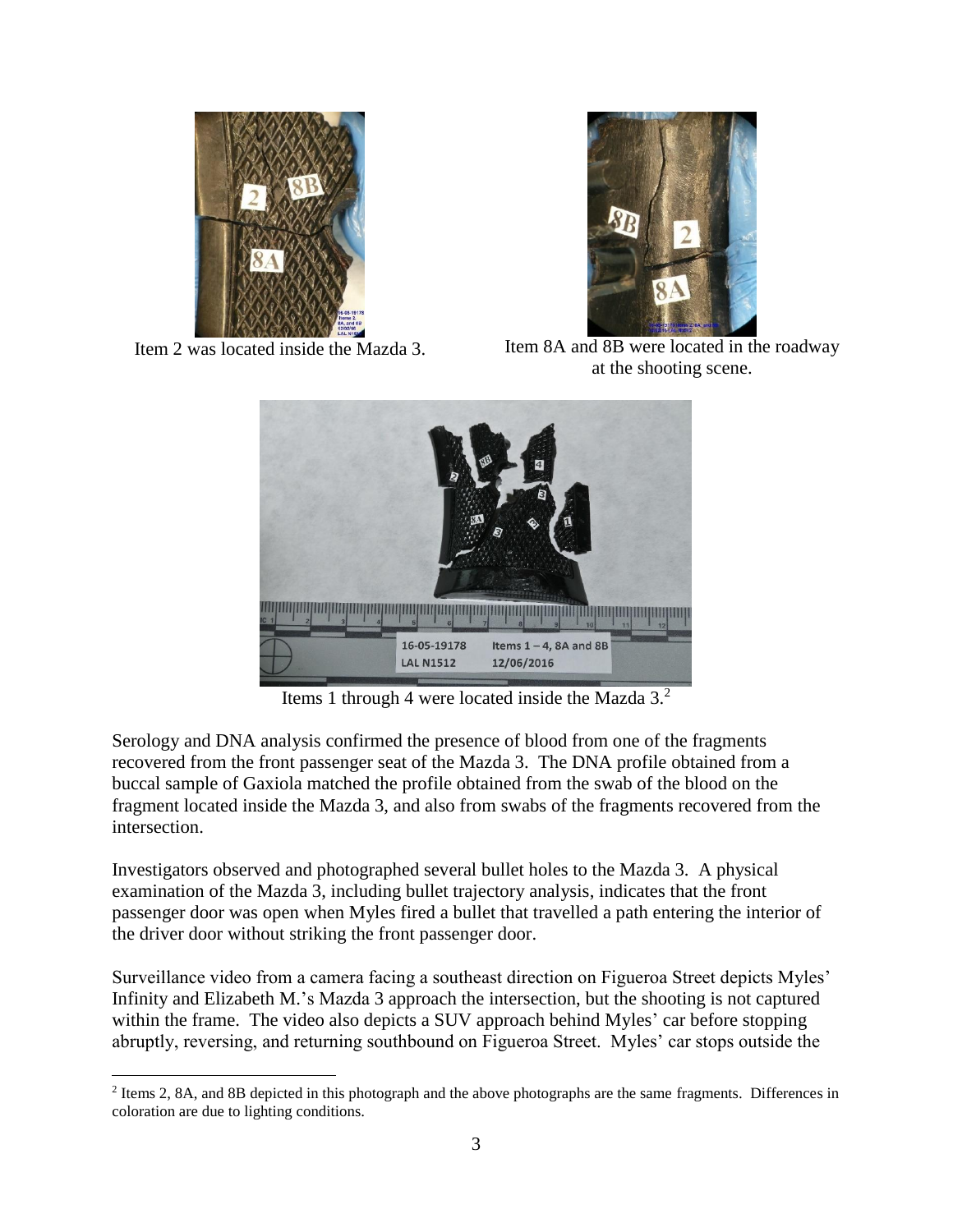Item 2 was located inside the Mazda 3.

Item 8A and 8B were located in the roadway at the shooting scene.

Items 1 through 4 were located inside the Mazda 3.[2]

Serology and DNA analysis confirmed the presence of blood from one of the fragments recovered from the front passenger seat of the Mazda 3. The DNA profile obtained from a buccal sample of Gaxiola matched the profile obtained from the swab of the blood on the fragment located inside the Mazda 3, and also from swabs of the fragments recovered from the intersection.

Investigators observed and photographed several bullet holes to the Mazda 3. A physical examination of the Mazda 3, including bullet trajectory analysis, indicates that the front passenger door was open when Myles fired a bullet that travelled a path entering the interior of the driver door without striking the front passenger door.

Surveillance video from a camera facing a southeast direction on Figueroa Street depicts Myles' Infinity and Elizabeth M.'s Mazda 3 approach the intersection, but the shooting is not captured within the frame. The video also depicts a SUV approach behind Myles' car before stopping abruptly, reversing, and returning southbound on Figueroa Street. Myles' car stops outside the

---

[2] Items 2, 8A, and 8B depicted in this photograph and the above photographs are the same fragments. Differences in coloration are due to lighting conditions.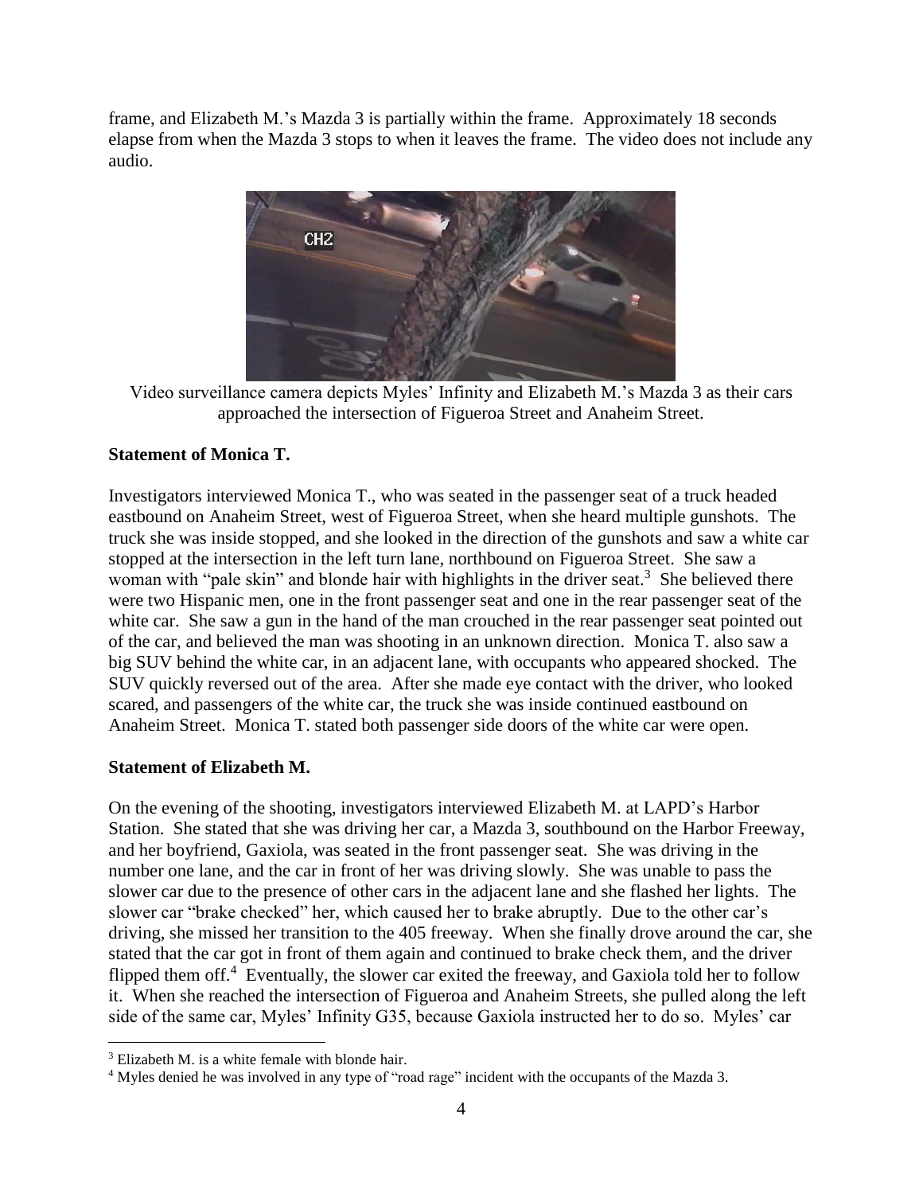frame, and Elizabeth M.'s Mazda 3 is partially within the frame. Approximately 18 seconds elapse from when the Mazda 3 stops to when it leaves the frame. The video does not include any audio.

Video surveillance camera depicts Myles' Infinity and Elizabeth M.'s Mazda 3 as their cars approached the intersection of Figueroa Street and Anaheim Street.

**Statement of Monica T.**

Investigators interviewed Monica T., who was seated in the passenger seat of a truck headed eastbound on Anaheim Street, west of Figueroa Street, when she heard multiple gunshots. The truck she was inside stopped, and she looked in the direction of the gunshots and saw a white car stopped at the intersection in the left turn lane, northbound on Figueroa Street. She saw a woman with "pale skin" and blonde hair with highlights in the driver seat.[3] She believed there were two Hispanic men, one in the front passenger seat and one in the rear passenger seat of the white car. She saw a gun in the hand of the man crouched in the rear passenger seat pointed out of the car, and believed the man was shooting in an unknown direction. Monica T. also saw a big SUV behind the white car, in an adjacent lane, with occupants who appeared shocked. The SUV quickly reversed out of the area. After she made eye contact with the driver, who looked scared, and passengers of the white car, the truck she was inside continued eastbound on Anaheim Street. Monica T. stated both passenger side doors of the white car were open.

**Statement of Elizabeth M.**

On the evening of the shooting, investigators interviewed Elizabeth M. at LAPD's Harbor Station. She stated that she was driving her car, a Mazda 3, southbound on the Harbor Freeway, and her boyfriend, Gaxiola, was seated in the front passenger seat. She was driving in the number one lane, and the car in front of her was driving slowly. She was unable to pass the slower car due to the presence of other cars in the adjacent lane and she flashed her lights. The slower car "brake checked" her, which caused her to brake abruptly. Due to the other car's driving, she missed her transition to the 405 freeway. When she finally drove around the car, she stated that the car got in front of them again and continued to brake check them, and the driver flipped them off.[4] Eventually, the slower car exited the freeway, and Gaxiola told her to follow it. When she reached the intersection of Figueroa and Anaheim Streets, she pulled along the left side of the same car, Myles' Infinity G35, because Gaxiola instructed her to do so. Myles' car

[3] Elizabeth M. is a white female with blonde hair.

[4] Myles denied he was involved in any type of "road rage" incident with the occupants of the Mazda 3.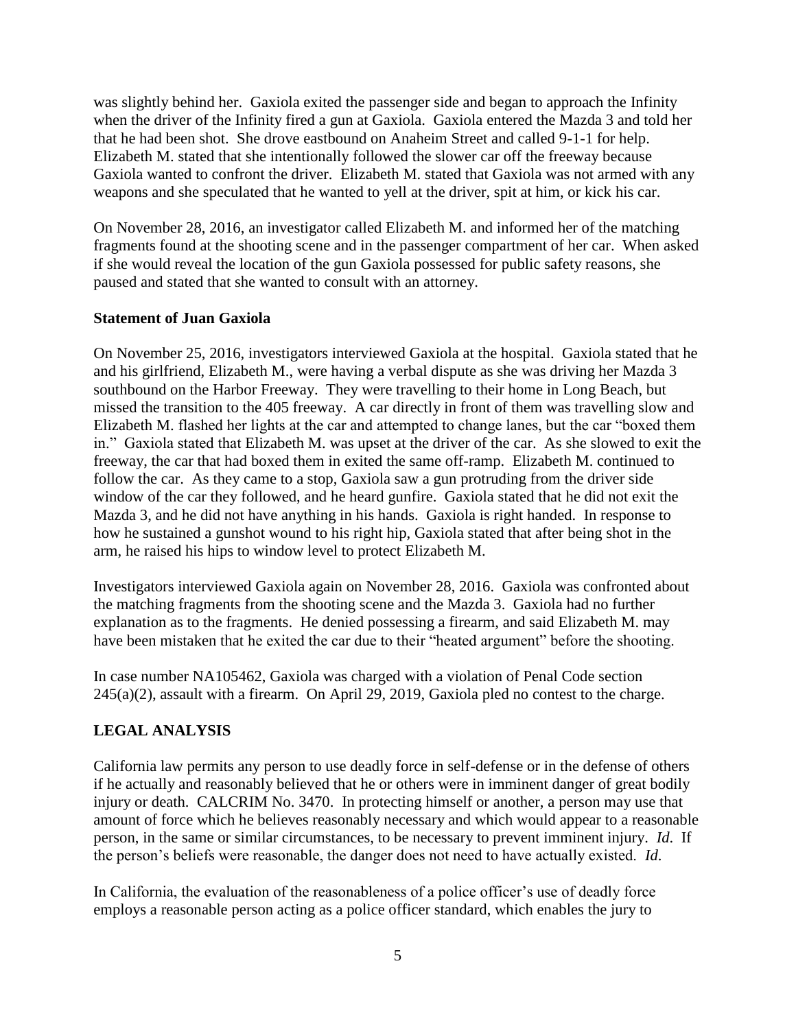was slightly behind her. Gaxiola exited the passenger side and began to approach the Infinity when the driver of the Infinity fired a gun at Gaxiola. Gaxiola entered the Mazda 3 and told her that he had been shot. She drove eastbound on Anaheim Street and called 9-1-1 for help. Elizabeth M. stated that she intentionally followed the slower car off the freeway because Gaxiola wanted to confront the driver. Elizabeth M. stated that Gaxiola was not armed with any weapons and she speculated that he wanted to yell at the driver, spit at him, or kick his car.

On November 28, 2016, an investigator called Elizabeth M. and informed her of the matching fragments found at the shooting scene and in the passenger compartment of her car. When asked if she would reveal the location of the gun Gaxiola possessed for public safety reasons, she paused and stated that she wanted to consult with an attorney.

**Statement of Juan Gaxiola**

On November 25, 2016, investigators interviewed Gaxiola at the hospital. Gaxiola stated that he and his girlfriend, Elizabeth M., were having a verbal dispute as she was driving her Mazda 3 southbound on the Harbor Freeway. They were travelling to their home in Long Beach, but missed the transition to the 405 freeway. A car directly in front of them was travelling slow and Elizabeth M. flashed her lights at the car and attempted to change lanes, but the car "boxed them in." Gaxiola stated that Elizabeth M. was upset at the driver of the car. As she slowed to exit the freeway, the car that had boxed them in exited the same off-ramp. Elizabeth M. continued to follow the car. As they came to a stop, Gaxiola saw a gun protruding from the driver side window of the car they followed, and he heard gunfire. Gaxiola stated that he did not exit the Mazda 3, and he did not have anything in his hands. Gaxiola is right handed. In response to how he sustained a gunshot wound to his right hip, Gaxiola stated that after being shot in the arm, he raised his hips to window level to protect Elizabeth M.

Investigators interviewed Gaxiola again on November 28, 2016. Gaxiola was confronted about the matching fragments from the shooting scene and the Mazda 3. Gaxiola had no further explanation as to the fragments. He denied possessing a firearm, and said Elizabeth M. may have been mistaken that he exited the car due to their "heated argument" before the shooting.

In case number NA105462, Gaxiola was charged with a violation of Penal Code section 245(a)(2), assault with a firearm. On April 29, 2019, Gaxiola pled no contest to the charge.

## LEGAL ANALYSIS

California law permits any person to use deadly force in self-defense or in the defense of others if he actually and reasonably believed that he or others were in imminent danger of great bodily injury or death. CALCRIM No. 3470. In protecting himself or another, a person may use that amount of force which he believes reasonably necessary and which would appear to a reasonable person, in the same or similar circumstances, to be necessary to prevent imminent injury. *Id.* If the person's beliefs were reasonable, the danger does not need to have actually existed. *Id.*

In California, the evaluation of the reasonableness of a police officer's use of deadly force employs a reasonable person acting as a police officer standard, which enables the jury to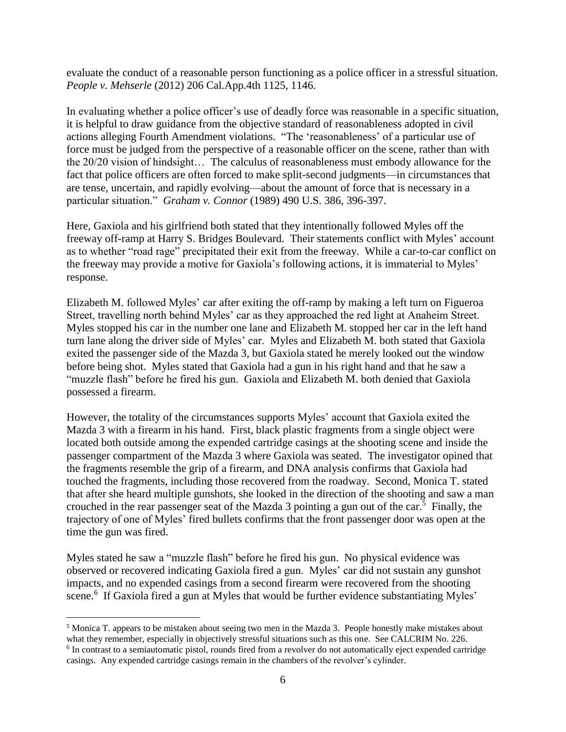evaluate the conduct of a reasonable person functioning as a police officer in a stressful situation. *People v. Mehserle* (2012) 206 Cal.App.4th 1125, 1146.

In evaluating whether a police officer's use of deadly force was reasonable in a specific situation, it is helpful to draw guidance from the objective standard of reasonableness adopted in civil actions alleging Fourth Amendment violations. "The 'reasonableness' of a particular use of force must be judged from the perspective of a reasonable officer on the scene, rather than with the 20/20 vision of hindsight… The calculus of reasonableness must embody allowance for the fact that police officers are often forced to make split-second judgments—in circumstances that are tense, uncertain, and rapidly evolving—about the amount of force that is necessary in a particular situation." *Graham v. Connor* (1989) 490 U.S. 386, 396-397.

Here, Gaxiola and his girlfriend both stated that they intentionally followed Myles off the freeway off-ramp at Harry S. Bridges Boulevard. Their statements conflict with Myles' account as to whether "road rage" precipitated their exit from the freeway. While a car-to-car conflict on the freeway may provide a motive for Gaxiola's following actions, it is immaterial to Myles' response.

Elizabeth M. followed Myles' car after exiting the off-ramp by making a left turn on Figueroa Street, travelling north behind Myles' car as they approached the red light at Anaheim Street. Myles stopped his car in the number one lane and Elizabeth M. stopped her car in the left hand turn lane along the driver side of Myles' car. Myles and Elizabeth M. both stated that Gaxiola exited the passenger side of the Mazda 3, but Gaxiola stated he merely looked out the window before being shot. Myles stated that Gaxiola had a gun in his right hand and that he saw a "muzzle flash" before he fired his gun. Gaxiola and Elizabeth M. both denied that Gaxiola possessed a firearm.

However, the totality of the circumstances supports Myles' account that Gaxiola exited the Mazda 3 with a firearm in his hand. First, black plastic fragments from a single object were located both outside among the expended cartridge casings at the shooting scene and inside the passenger compartment of the Mazda 3 where Gaxiola was seated. The investigator opined that the fragments resemble the grip of a firearm, and DNA analysis confirms that Gaxiola had touched the fragments, including those recovered from the roadway. Second, Monica T. stated that after she heard multiple gunshots, she looked in the direction of the shooting and saw a man crouched in the rear passenger seat of the Mazda 3 pointing a gun out of the car.[5] Finally, the trajectory of one of Myles' fired bullets confirms that the front passenger door was open at the time the gun was fired.

Myles stated he saw a "muzzle flash" before he fired his gun. No physical evidence was observed or recovered indicating Gaxiola fired a gun. Myles' car did not sustain any gunshot impacts, and no expended casings from a second firearm were recovered from the shooting scene.[6] If Gaxiola fired a gun at Myles that would be further evidence substantiating Myles'

---

[5] Monica T. appears to be mistaken about seeing two men in the Mazda 3. People honestly make mistakes about what they remember, especially in objectively stressful situations such as this one. See CALCRIM No. 226.

[6] In contrast to a semiautomatic pistol, rounds fired from a revolver do not automatically eject expended cartridge casings. Any expended cartridge casings remain in the chambers of the revolver's cylinder.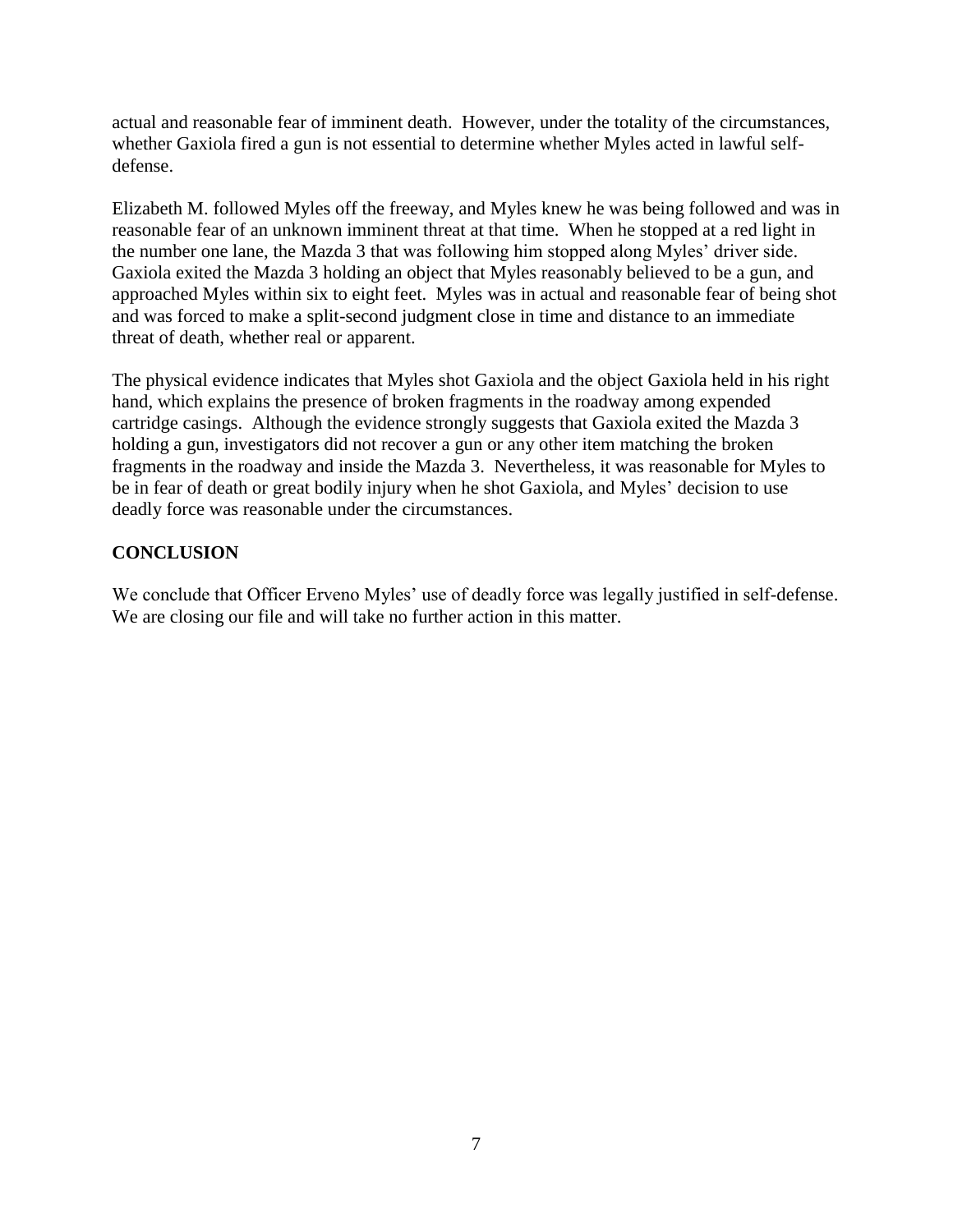actual and reasonable fear of imminent death. However, under the totality of the circumstances, whether Gaxiola fired a gun is not essential to determine whether Myles acted in lawful self-defense.

Elizabeth M. followed Myles off the freeway, and Myles knew he was being followed and was in reasonable fear of an unknown imminent threat at that time. When he stopped at a red light in the number one lane, the Mazda 3 that was following him stopped along Myles' driver side. Gaxiola exited the Mazda 3 holding an object that Myles reasonably believed to be a gun, and approached Myles within six to eight feet. Myles was in actual and reasonable fear of being shot and was forced to make a split-second judgment close in time and distance to an immediate threat of death, whether real or apparent.

The physical evidence indicates that Myles shot Gaxiola and the object Gaxiola held in his right hand, which explains the presence of broken fragments in the roadway among expended cartridge casings. Although the evidence strongly suggests that Gaxiola exited the Mazda 3 holding a gun, investigators did not recover a gun or any other item matching the broken fragments in the roadway and inside the Mazda 3. Nevertheless, it was reasonable for Myles to be in fear of death or great bodily injury when he shot Gaxiola, and Myles' decision to use deadly force was reasonable under the circumstances.

## CONCLUSION

We conclude that Officer Erveno Myles' use of deadly force was legally justified in self-defense. We are closing our file and will take no further action in this matter.